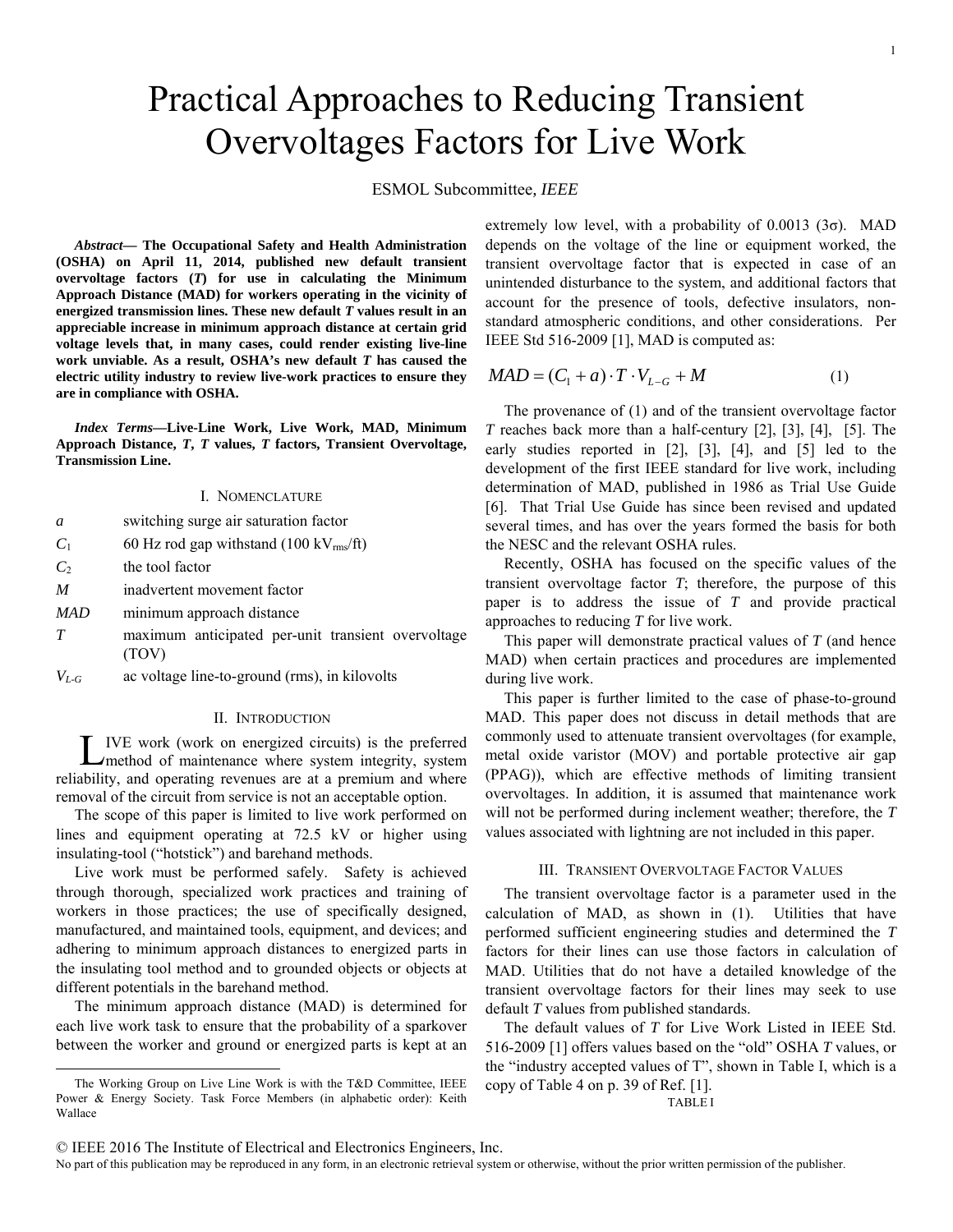# Practical Approaches to Reducing Transient Overvoltages Factors for Live Work

ESMOL Subcommittee, *IEEE*

***Abstract*— The Occupational Safety and Health Administration (OSHA) on April 11, 2014, published new default transient overvoltage factors (*T*) for use in calculating the Minimum Approach Distance (MAD) for workers operating in the vicinity of energized transmission lines. These new default *T* values result in an appreciable increase in minimum approach distance at certain grid voltage levels that, in many cases, could render existing live-line work unviable. As a result, OSHA's new default *T* has caused the electric utility industry to review live-work practices to ensure they are in compliance with OSHA.**

***Index Terms*—Live-Line Work, Live Work, MAD, Minimum Approach Distance, *T*, *T* values, *T* factors, Transient Overvoltage, Transmission Line.**

## I. Nomenclature

| | |
|---|---|
| $a$ | switching surge air saturation factor |
| $C_1$ | 60 Hz rod gap withstand (100 $kV_{rms}$/ft) |
| $C_2$ | the tool factor |
| $M$ | inadvertent movement factor |
| $MAD$ | minimum approach distance |
| $T$ | maximum anticipated per-unit transient overvoltage (TOV) |
| $V_{L-G}$ | ac voltage line-to-ground (rms), in kilovolts |

## II. Introduction

Live work (work on energized circuits) is the preferred method of maintenance where system integrity, system reliability, and operating revenues are at a premium and where removal of the circuit from service is not an acceptable option.

The scope of this paper is limited to live work performed on lines and equipment operating at 72.5 kV or higher using insulating-tool ("hotstick") and barehand methods.

Live work must be performed safely. Safety is achieved through thorough, specialized work practices and training of workers in those practices; the use of specifically designed, manufactured, and maintained tools, equipment, and devices; and adhering to minimum approach distances to energized parts in the insulating tool method and to grounded objects or objects at different potentials in the barehand method.

The minimum approach distance (MAD) is determined for each live work task to ensure that the probability of a sparkover between the worker and ground or energized parts is kept at an extremely low level, with a probability of 0.0013 (3σ). MAD depends on the voltage of the line or equipment worked, the transient overvoltage factor that is expected in case of an unintended disturbance to the system, and additional factors that account for the presence of tools, defective insulators, non-standard atmospheric conditions, and other considerations. Per IEEE Std 516-2009 [1], MAD is computed as:

$$MAD = (C_1 + a) \cdot T \cdot V_{L-G} + M \tag{1}$$

The provenance of (1) and of the transient overvoltage factor *T* reaches back more than a half-century [2], [3], [4], [5]. The early studies reported in [2], [3], [4], and [5] led to the development of the first IEEE standard for live work, including determination of MAD, published in 1986 as Trial Use Guide [6]. That Trial Use Guide has since been revised and updated several times, and has over the years formed the basis for both the NESC and the relevant OSHA rules.

Recently, OSHA has focused on the specific values of the transient overvoltage factor *T*; therefore, the purpose of this paper is to address the issue of *T* and provide practical approaches to reducing *T* for live work.

This paper will demonstrate practical values of *T* (and hence MAD) when certain practices and procedures are implemented during live work.

This paper is further limited to the case of phase-to-ground MAD. This paper does not discuss in detail methods that are commonly used to attenuate transient overvoltages (for example, metal oxide varistor (MOV) and portable protective air gap (PPAG)), which are effective methods of limiting transient overvoltages. In addition, it is assumed that maintenance work will not be performed during inclement weather; therefore, the *T* values associated with lightning are not included in this paper.

## III. Transient Overvoltage Factor Values

The transient overvoltage factor is a parameter used in the calculation of MAD, as shown in (1). Utilities that have performed sufficient engineering studies and determined the *T* factors for their lines can use those factors in calculation of MAD. Utilities that do not have a detailed knowledge of the transient overvoltage factors for their lines may seek to use default *T* values from published standards.

The default values of *T* for Live Work Listed in IEEE Std. 516-2009 [1] offers values based on the "old" OSHA *T* values, or the "industry accepted values of T", shown in Table I, which is a copy of Table 4 on p. 39 of Ref. [1].

TABLE I

The Working Group on Live Line Work is with the T&D Committee, IEEE Power & Energy Society. Task Force Members (in alphabetic order): Keith Wallace

© IEEE 2016 The Institute of Electrical and Electronics Engineers, Inc.
No part of this publication may be reproduced in any form, in an electronic retrieval system or otherwise, without the prior written permission of the publisher.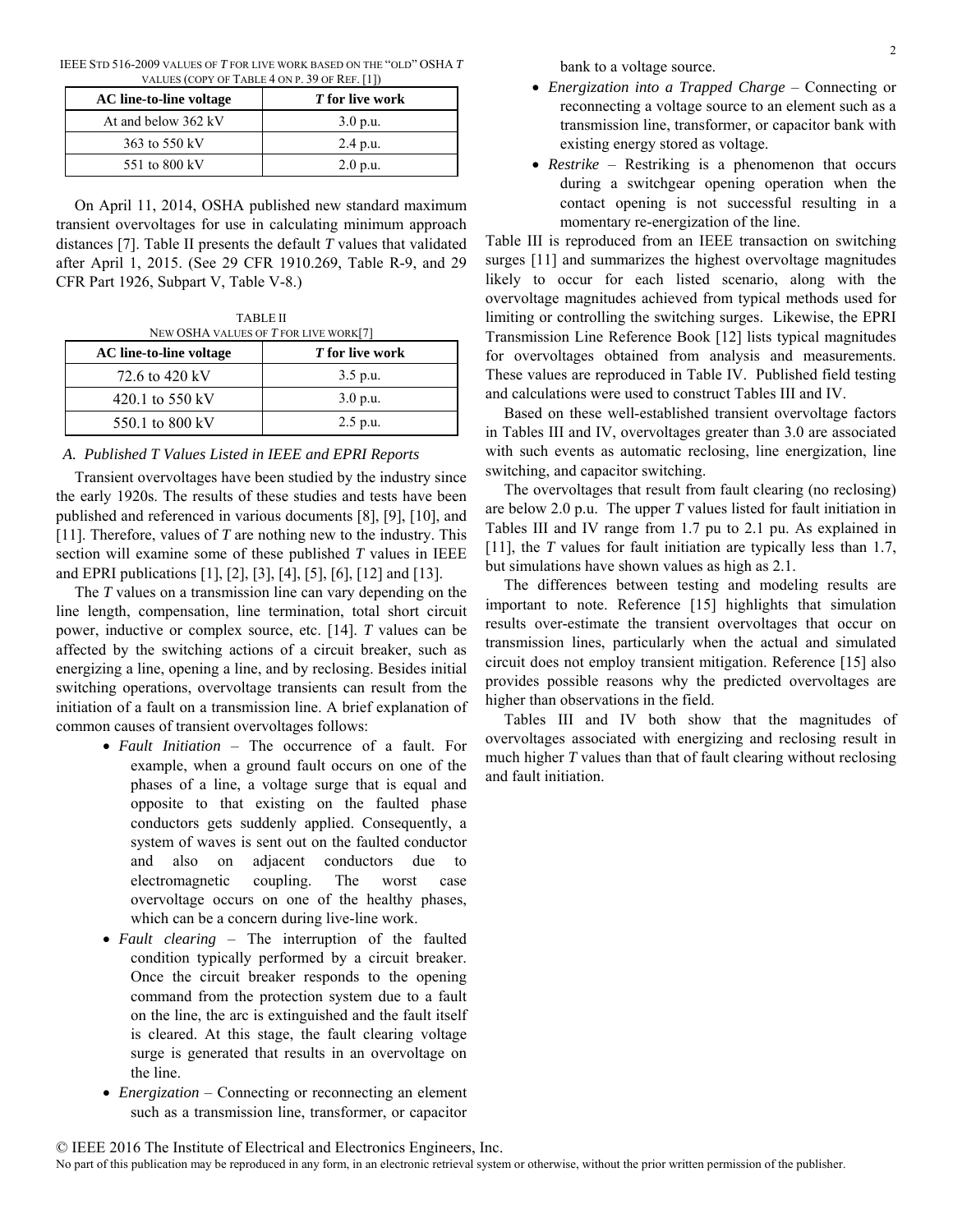IEEE STD 516-2009 VALUES OF *T* FOR LIVE WORK BASED ON THE "OLD" OSHA *T* VALUES (COPY OF TABLE 4 ON P. 39 OF REF. [1])

| AC line-to-line voltage | *T* for live work |
|---|---|
| At and below 362 kV | 3.0 p.u. |
| 363 to 550 kV | 2.4 p.u. |
| 551 to 800 kV | 2.0 p.u. |

On April 11, 2014, OSHA published new standard maximum transient overvoltages for use in calculating minimum approach distances [7]. Table II presents the default *T* values that validated after April 1, 2015. (See 29 CFR 1910.269, Table R-9, and 29 CFR Part 1926, Subpart V, Table V-8.)

TABLE II
NEW OSHA VALUES OF *T* FOR LIVE WORK[7]

| AC line-to-line voltage | *T* for live work |
|---|---|
| 72.6 to 420 kV | 3.5 p.u. |
| 420.1 to 550 kV | 3.0 p.u. |
| 550.1 to 800 kV | 2.5 p.u. |

### *A. Published T Values Listed in IEEE and EPRI Reports*

Transient overvoltages have been studied by the industry since the early 1920s. The results of these studies and tests have been published and referenced in various documents [8], [9], [10], and [11]. Therefore, values of *T* are nothing new to the industry. This section will examine some of these published *T* values in IEEE and EPRI publications [1], [2], [3], [4], [5], [6], [12] and [13].

The *T* values on a transmission line can vary depending on the line length, compensation, line termination, total short circuit power, inductive or complex source, etc. [14]. *T* values can be affected by the switching actions of a circuit breaker, such as energizing a line, opening a line, and by reclosing. Besides initial switching operations, overvoltage transients can result from the initiation of a fault on a transmission line. A brief explanation of common causes of transient overvoltages follows:

- *Fault Initiation* – The occurrence of a fault. For example, when a ground fault occurs on one of the phases of a line, a voltage surge that is equal and opposite to that existing on the faulted phase conductors gets suddenly applied. Consequently, a system of waves is sent out on the faulted conductor and also on adjacent conductors due to electromagnetic coupling. The worst case overvoltage occurs on one of the healthy phases, which can be a concern during live-line work.
- *Fault clearing* – The interruption of the faulted condition typically performed by a circuit breaker. Once the circuit breaker responds to the opening command from the protection system due to a fault on the line, the arc is extinguished and the fault itself is cleared. At this stage, the fault clearing voltage surge is generated that results in an overvoltage on the line.
- *Energization* – Connecting or reconnecting an element such as a transmission line, transformer, or capacitor bank to a voltage source.
- *Energization into a Trapped Charge* – Connecting or reconnecting a voltage source to an element such as a transmission line, transformer, or capacitor bank with existing energy stored as voltage.
- *Restrike* – Restriking is a phenomenon that occurs during a switchgear opening operation when the contact opening is not successful resulting in a momentary re-energization of the line.

Table III is reproduced from an IEEE transaction on switching surges [11] and summarizes the highest overvoltage magnitudes likely to occur for each listed scenario, along with the overvoltage magnitudes achieved from typical methods used for limiting or controlling the switching surges. Likewise, the EPRI Transmission Line Reference Book [12] lists typical magnitudes for overvoltages obtained from analysis and measurements. These values are reproduced in Table IV. Published field testing and calculations were used to construct Tables III and IV.

Based on these well-established transient overvoltage factors in Tables III and IV, overvoltages greater than 3.0 are associated with such events as automatic reclosing, line energization, line switching, and capacitor switching.

The overvoltages that result from fault clearing (no reclosing) are below 2.0 p.u. The upper *T* values listed for fault initiation in Tables III and IV range from 1.7 pu to 2.1 pu. As explained in [11], the *T* values for fault initiation are typically less than 1.7, but simulations have shown values as high as 2.1.

The differences between testing and modeling results are important to note. Reference [15] highlights that simulation results over-estimate the transient overvoltages that occur on transmission lines, particularly when the actual and simulated circuit does not employ transient mitigation. Reference [15] also provides possible reasons why the predicted overvoltages are higher than observations in the field.

Tables III and IV both show that the magnitudes of overvoltages associated with energizing and reclosing result in much higher *T* values than that of fault clearing without reclosing and fault initiation.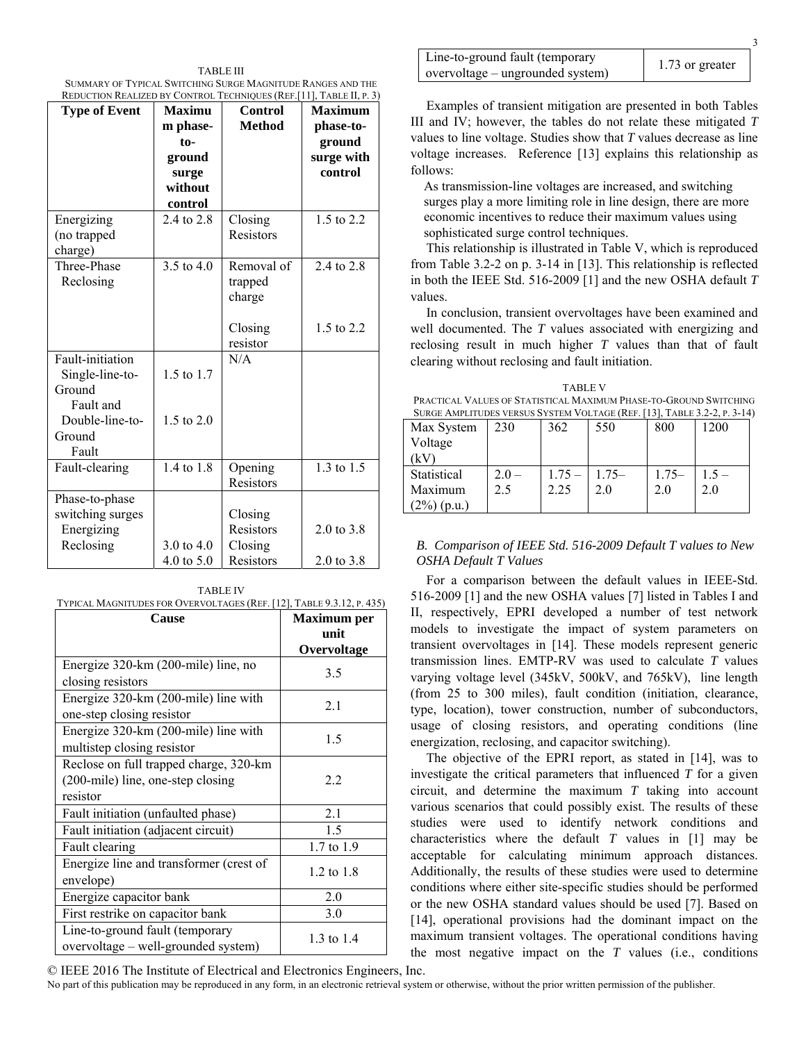TABLE III
SUMMARY OF TYPICAL SWITCHING SURGE MAGNITUDE RANGES AND THE REDUCTION REALIZED BY CONTROL TECHNIQUES (REF.[11], TABLE II, P. 3)

| Type of Event | Maximum phase-to-ground surge without control | Control Method | Maximum phase-to-ground surge with control |
|---|---|---|---|
| Energizing (no trapped charge) | 2.4 to 2.8 | Closing Resistors | 1.5 to 2.2 |
| Three-Phase Reclosing | 3.5 to 4.0 | Removal of trapped charge | 2.4 to 2.8 |
| | | Closing resistor | 1.5 to 2.2 |
| Fault-initiation | | N/A | |
| Single-line-to-Ground Fault and | 1.5 to 1.7 | | |
| Double-line-to-Ground Fault | 1.5 to 2.0 | | |
| Fault-clearing | 1.4 to 1.8 | Opening Resistors | 1.3 to 1.5 |
| Phase-to-phase switching surges | | | |
| Energizing | | Closing Resistors | 2.0 to 3.8 |
| Reclosing | 3.0 to 4.0<br>4.0 to 5.0 | Closing Resistors | 2.0 to 3.8 |

TABLE IV
TYPICAL MAGNITUDES FOR OVERVOLTAGES (REF. [12], TABLE 9.3.12, P. 435)

| Cause | Maximum per unit Overvoltage |
|---|---|
| Energize 320-km (200-mile) line, no closing resistors | 3.5 |
| Energize 320-km (200-mile) line with one-step closing resistor | 2.1 |
| Energize 320-km (200-mile) line with multistep closing resistor | 1.5 |
| Reclose on full trapped charge, 320-km (200-mile) line, one-step closing resistor | 2.2 |
| Fault initiation (unfaulted phase) | 2.1 |
| Fault initiation (adjacent circuit) | 1.5 |
| Fault clearing | 1.7 to 1.9 |
| Energize line and transformer (crest of envelope) | 1.2 to 1.8 |
| Energize capacitor bank | 2.0 |
| First restrike on capacitor bank | 3.0 |
| Line-to-ground fault (temporary overvoltage – well-grounded system) | 1.3 to 1.4 |
| Line-to-ground fault (temporary overvoltage – ungrounded system) | 1.73 or greater |

Examples of transient mitigation are presented in both Tables III and IV; however, the tables do not relate these mitigated *T* values to line voltage. Studies show that *T* values decrease as line voltage increases. Reference [13] explains this relationship as follows:

> As transmission-line voltages are increased, and switching surges play a more limiting role in line design, there are more economic incentives to reduce their maximum values using sophisticated surge control techniques.

This relationship is illustrated in Table V, which is reproduced from Table 3.2-2 on p. 3-14 in [13]. This relationship is reflected in both the IEEE Std. 516-2009 [1] and the new OSHA default *T* values.

In conclusion, transient overvoltages have been examined and well documented. The *T* values associated with energizing and reclosing result in much higher *T* values than that of fault clearing without reclosing and fault initiation.

TABLE V
PRACTICAL VALUES OF STATISTICAL MAXIMUM PHASE-TO-GROUND SWITCHING SURGE AMPLITUDES VERSUS SYSTEM VOLTAGE (REF. [13], TABLE 3.2-2, P. 3-14)

| Max System Voltage (kV) | 230 | 362 | 550 | 800 | 1200 |
|---|---|---|---|---|---|
| Statistical Maximum (2%) (p.u.) | 2.0 – 2.5 | 1.75 – 2.25 | 1.75– 2.0 | 1.75– 2.0 | 1.5 – 2.0 |

### *B. Comparison of IEEE Std. 516-2009 Default T values to New OSHA Default T Values*

For a comparison between the default values in IEEE-Std. 516-2009 [1] and the new OSHA values [7] listed in Tables I and II, respectively, EPRI developed a number of test network models to investigate the impact of system parameters on transient overvoltages in [14]. These models represent generic transmission lines. EMTP-RV was used to calculate *T* values varying voltage level (345kV, 500kV, and 765kV), line length (from 25 to 300 miles), fault condition (initiation, clearance, type, location), tower construction, number of subconductors, usage of closing resistors, and operating conditions (line energization, reclosing, and capacitor switching).

The objective of the EPRI report, as stated in [14], was to investigate the critical parameters that influenced *T* for a given circuit, and determine the maximum *T* taking into account various scenarios that could possibly exist. The results of these studies were used to identify network conditions and characteristics where the default *T* values in [1] may be acceptable for calculating minimum approach distances. Additionally, the results of these studies were used to determine conditions where either site-specific studies should be performed or the new OSHA standard values should be used [7]. Based on [14], operational provisions had the dominant impact on the maximum transient voltages. The operational conditions having the most negative impact on the *T* values (i.e., conditions

© IEEE 2016 The Institute of Electrical and Electronics Engineers, Inc.
No part of this publication may be reproduced in any form, in an electronic retrieval system or otherwise, without the prior written permission of the publisher.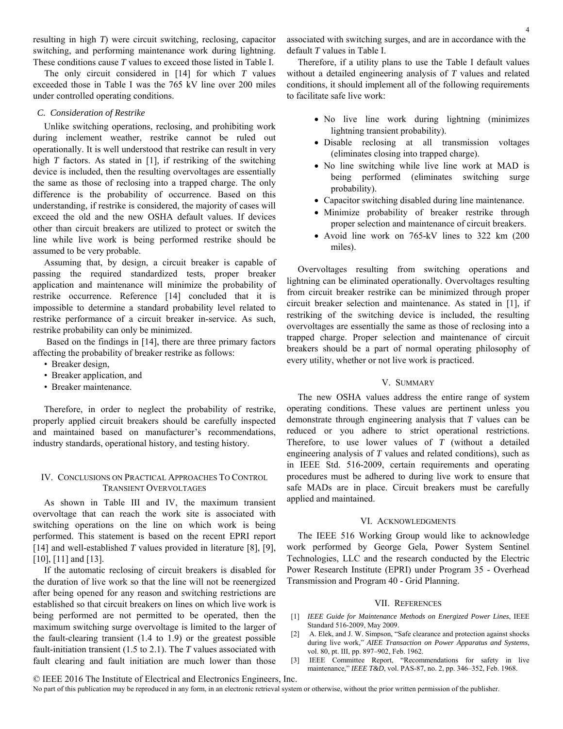resulting in high *T*) were circuit switching, reclosing, capacitor switching, and performing maintenance work during lightning. These conditions cause *T* values to exceed those listed in Table I.

The only circuit considered in [14] for which *T* values exceeded those in Table I was the 765 kV line over 200 miles under controlled operating conditions.

### C. Consideration of Restrike

Unlike switching operations, reclosing, and prohibiting work during inclement weather, restrike cannot be ruled out operationally. It is well understood that restrike can result in very high *T* factors. As stated in [1], if restriking of the switching device is included, then the resulting overvoltages are essentially the same as those of reclosing into a trapped charge. The only difference is the probability of occurrence. Based on this understanding, if restrike is considered, the majority of cases will exceed the old and the new OSHA default values. If devices other than circuit breakers are utilized to protect or switch the line while live work is being performed restrike should be assumed to be very probable.

Assuming that, by design, a circuit breaker is capable of passing the required standardized tests, proper breaker application and maintenance will minimize the probability of restrike occurrence. Reference [14] concluded that it is impossible to determine a standard probability level related to restrike performance of a circuit breaker in-service. As such, restrike probability can only be minimized.

Based on the findings in [14], there are three primary factors affecting the probability of breaker restrike as follows:

- Breaker design,
- Breaker application, and
- Breaker maintenance.

Therefore, in order to neglect the probability of restrike, properly applied circuit breakers should be carefully inspected and maintained based on manufacturer's recommendations, industry standards, operational history, and testing history.

## IV. Conclusions on Practical Approaches To Control Transient Overvoltages

As shown in Table III and IV, the maximum transient overvoltage that can reach the work site is associated with switching operations on the line on which work is being performed. This statement is based on the recent EPRI report [14] and well-established *T* values provided in literature [8], [9], [10], [11] and [13].

If the automatic reclosing of circuit breakers is disabled for the duration of live work so that the line will not be reenergized after being opened for any reason and switching restrictions are established so that circuit breakers on lines on which live work is being performed are not permitted to be operated, then the maximum switching surge overvoltage is limited to the larger of the fault-clearing transient (1.4 to 1.9) or the greatest possible fault-initiation transient (1.5 to 2.1). The *T* values associated with fault clearing and fault initiation are much lower than those associated with switching surges, and are in accordance with the default *T* values in Table I.

Therefore, if a utility plans to use the Table I default values without a detailed engineering analysis of *T* values and related conditions, it should implement all of the following requirements to facilitate safe live work:

- No live line work during lightning (minimizes lightning transient probability).
- Disable reclosing at all transmission voltages (eliminates closing into trapped charge).
- No line switching while live line work at MAD is being performed (eliminates switching surge probability).
- Capacitor switching disabled during line maintenance.
- Minimize probability of breaker restrike through proper selection and maintenance of circuit breakers.
- Avoid line work on 765-kV lines to 322 km (200 miles).

Overvoltages resulting from switching operations and lightning can be eliminated operationally. Overvoltages resulting from circuit breaker restrike can be minimized through proper circuit breaker selection and maintenance. As stated in [1], if restriking of the switching device is included, the resulting overvoltages are essentially the same as those of reclosing into a trapped charge. Proper selection and maintenance of circuit breakers should be a part of normal operating philosophy of every utility, whether or not live work is practiced.

## V. Summary

The new OSHA values address the entire range of system operating conditions. These values are pertinent unless you demonstrate through engineering analysis that *T* values can be reduced or you adhere to strict operational restrictions. Therefore, to use lower values of *T* (without a detailed engineering analysis of *T* values and related conditions), such as in IEEE Std. 516-2009, certain requirements and operating procedures must be adhered to during live work to ensure that safe MADs are in place. Circuit breakers must be carefully applied and maintained.

## VI. Acknowledgments

The IEEE 516 Working Group would like to acknowledge work performed by George Gela, Power System Sentinel Technologies, LLC and the research conducted by the Electric Power Research Institute (EPRI) under Program 35 - Overhead Transmission and Program 40 - Grid Planning.

## VII. References

[1] *IEEE Guide for Maintenance Methods on Energized Power Lines*, IEEE Standard 516-2009, May 2009.

[2] A. Elek, and J. W. Simpson, "Safe clearance and protection against shocks during live work," *AIEE Transaction on Power Apparatus and Systems*, vol. 80, pt. III, pp. 897–902, Feb. 1962.

[3] IEEE Committee Report, "Recommendations for safety in live maintenance," *IEEE T&D*, vol. PAS-87, no. 2, pp. 346–352, Feb. 1968.

© IEEE 2016 The Institute of Electrical and Electronics Engineers, Inc.
No part of this publication may be reproduced in any form, in an electronic retrieval system or otherwise, without the prior written permission of the publisher.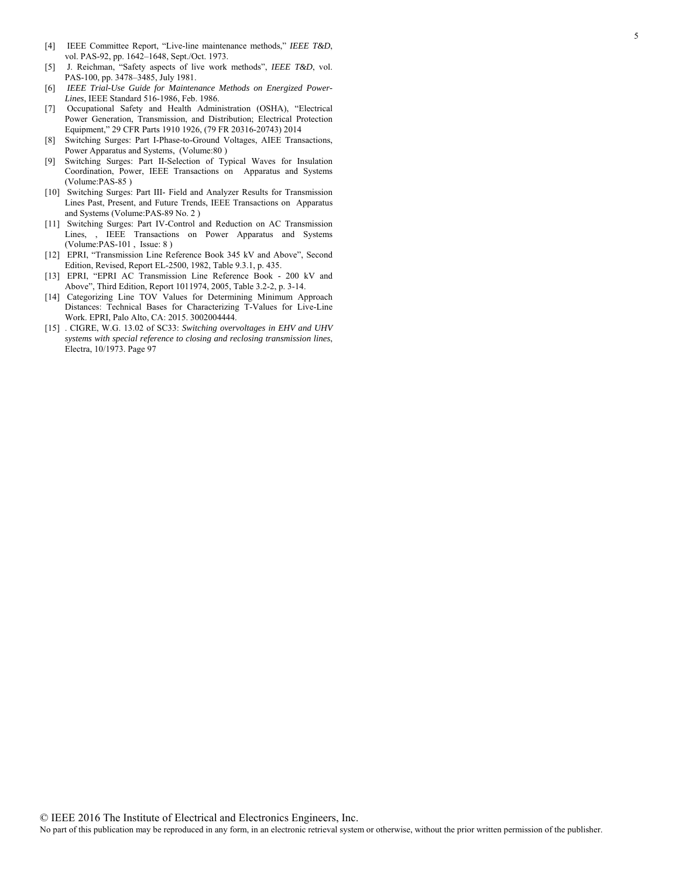[4] IEEE Committee Report, "Live-line maintenance methods," *IEEE T&D*, vol. PAS-92, pp. 1642–1648, Sept./Oct. 1973.

[5] J. Reichman, "Safety aspects of live work methods", *IEEE T&D*, vol. PAS-100, pp. 3478–3485, July 1981.

[6] *IEEE Trial-Use Guide for Maintenance Methods on Energized Power-Lines*, IEEE Standard 516-1986, Feb. 1986.

[7] Occupational Safety and Health Administration (OSHA), "Electrical Power Generation, Transmission, and Distribution; Electrical Protection Equipment," 29 CFR Parts 1910 1926, (79 FR 20316-20743) 2014

[8] Switching Surges: Part I-Phase-to-Ground Voltages, AIEE Transactions, Power Apparatus and Systems, (Volume:80 )

[9] Switching Surges: Part II-Selection of Typical Waves for Insulation Coordination, Power, IEEE Transactions on Apparatus and Systems (Volume:PAS-85 )

[10] Switching Surges: Part III- Field and Analyzer Results for Transmission Lines Past, Present, and Future Trends, IEEE Transactions on Apparatus and Systems (Volume:PAS-89 No. 2 )

[11] Switching Surges: Part IV-Control and Reduction on AC Transmission Lines, , IEEE Transactions on Power Apparatus and Systems (Volume:PAS-101 , Issue: 8 )

[12] EPRI, "Transmission Line Reference Book 345 kV and Above", Second Edition, Revised, Report EL-2500, 1982, Table 9.3.1, p. 435.

[13] EPRI, "EPRI AC Transmission Line Reference Book - 200 kV and Above", Third Edition, Report 1011974, 2005, Table 3.2-2, p. 3-14.

[14] Categorizing Line TOV Values for Determining Minimum Approach Distances: Technical Bases for Characterizing T-Values for Live-Line Work. EPRI, Palo Alto, CA: 2015. 3002004444.

[15] . CIGRE, W.G. 13.02 of SC33: *Switching overvoltages in EHV and UHV systems with special reference to closing and reclosing transmission lines*, Electra, 10/1973. Page 97

© IEEE 2016 The Institute of Electrical and Electronics Engineers, Inc.
No part of this publication may be reproduced in any form, in an electronic retrieval system or otherwise, without the prior written permission of the publisher.